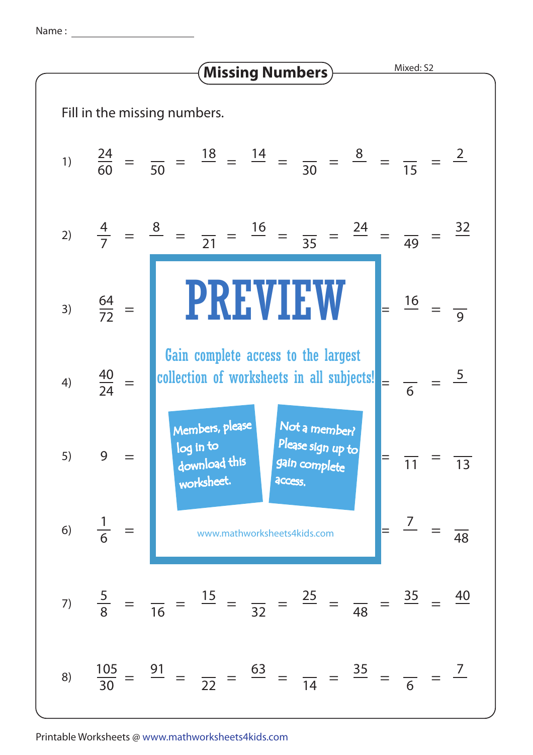Name : ____________________

# Missing Numbers

Mixed: S2

Fill in the missing numbers.

1) $\frac{24}{60} = \frac{\_\_}{50} = \frac{18}{\_\_} = \frac{14}{\_\_} = \frac{\_\_}{30} = \frac{8}{\_\_} = \frac{\_\_}{15} = \frac{2}{\_\_}$

2) $\frac{4}{7} = \frac{8}{\_\_} = \frac{\_\_}{21} = \frac{16}{\_\_} = \frac{\_\_}{35} = \frac{24}{\_\_} = \frac{\_\_}{49} = \frac{32}{\_\_}$

3) $\frac{64}{72} = \ldots = \frac{16}{\_\_} = \frac{\_\_}{9}$

4) $\frac{40}{24} = \ldots = \frac{\_\_}{6} = \frac{5}{\_\_}$

5) $9 = \ldots = \frac{\_\_}{11} = \frac{\_\_}{13}$

6) $\frac{1}{6} = \ldots = \frac{7}{\_\_} = \frac{\_\_}{48}$

7) $\frac{5}{8} = \frac{\_\_}{16} = \frac{15}{\_\_} = \frac{\_\_}{32} = \frac{25}{\_\_} = \frac{\_\_}{48} = \frac{35}{\_\_} = \frac{40}{\_\_}$

8) $\frac{105}{30} = \frac{91}{\_\_} = \frac{\_\_}{22} = \frac{63}{\_\_} = \frac{\_\_}{14} = \frac{35}{\_\_} = \frac{\_\_}{6} = \frac{7}{\_\_}$

PREVIEW

Gain complete access to the largest collection of worksheets in all subjects!

Members, please log in to download this worksheet.

Not a member? Please sign up to gain complete access.

www.mathworksheets4kids.com

Printable Worksheets @ www.mathworksheets4kids.com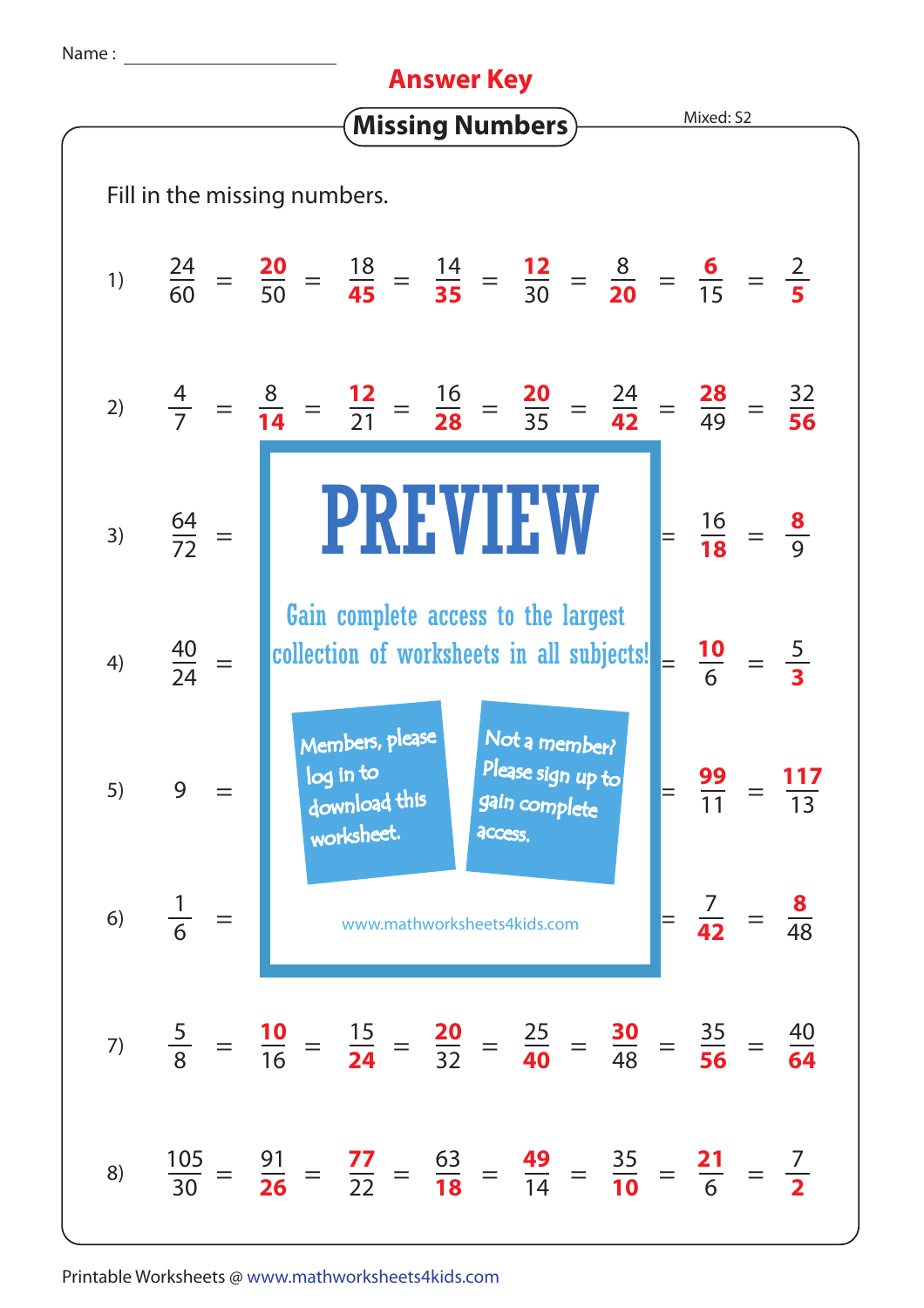Name : ____________________

**Answer Key**

## Missing Numbers

Mixed: S2

Fill in the missing numbers.

1) $\frac{24}{60} = \frac{20}{50} = \frac{18}{45} = \frac{14}{35} = \frac{12}{30} = \frac{8}{20} = \frac{6}{15} = \frac{2}{5}$

2) $\frac{4}{7} = \frac{8}{14} = \frac{12}{21} = \frac{16}{28} = \frac{20}{35} = \frac{24}{42} = \frac{28}{49} = \frac{32}{56}$

3) $\frac{64}{72} =$ ... $= \frac{16}{18} = \frac{8}{9}$

4) $\frac{40}{24} =$ ... $= \frac{10}{6} = \frac{5}{3}$

5) $9 =$ ... $= \frac{99}{11} = \frac{117}{13}$

6) $\frac{1}{6} =$ ... $= \frac{7}{42} = \frac{8}{48}$

7) $\frac{5}{8} = \frac{10}{16} = \frac{15}{24} = \frac{20}{32} = \frac{25}{40} = \frac{30}{48} = \frac{35}{56} = \frac{40}{64}$

8) $\frac{105}{30} = \frac{91}{26} = \frac{77}{22} = \frac{63}{18} = \frac{49}{14} = \frac{35}{10} = \frac{21}{6} = \frac{7}{2}$

PREVIEW

Gain complete access to the largest collection of worksheets in all subjects!

Members, please log in to download this worksheet.

Not a member? Please sign up to gain complete access.

www.mathworksheets4kids.com

Printable Worksheets @ www.mathworksheets4kids.com